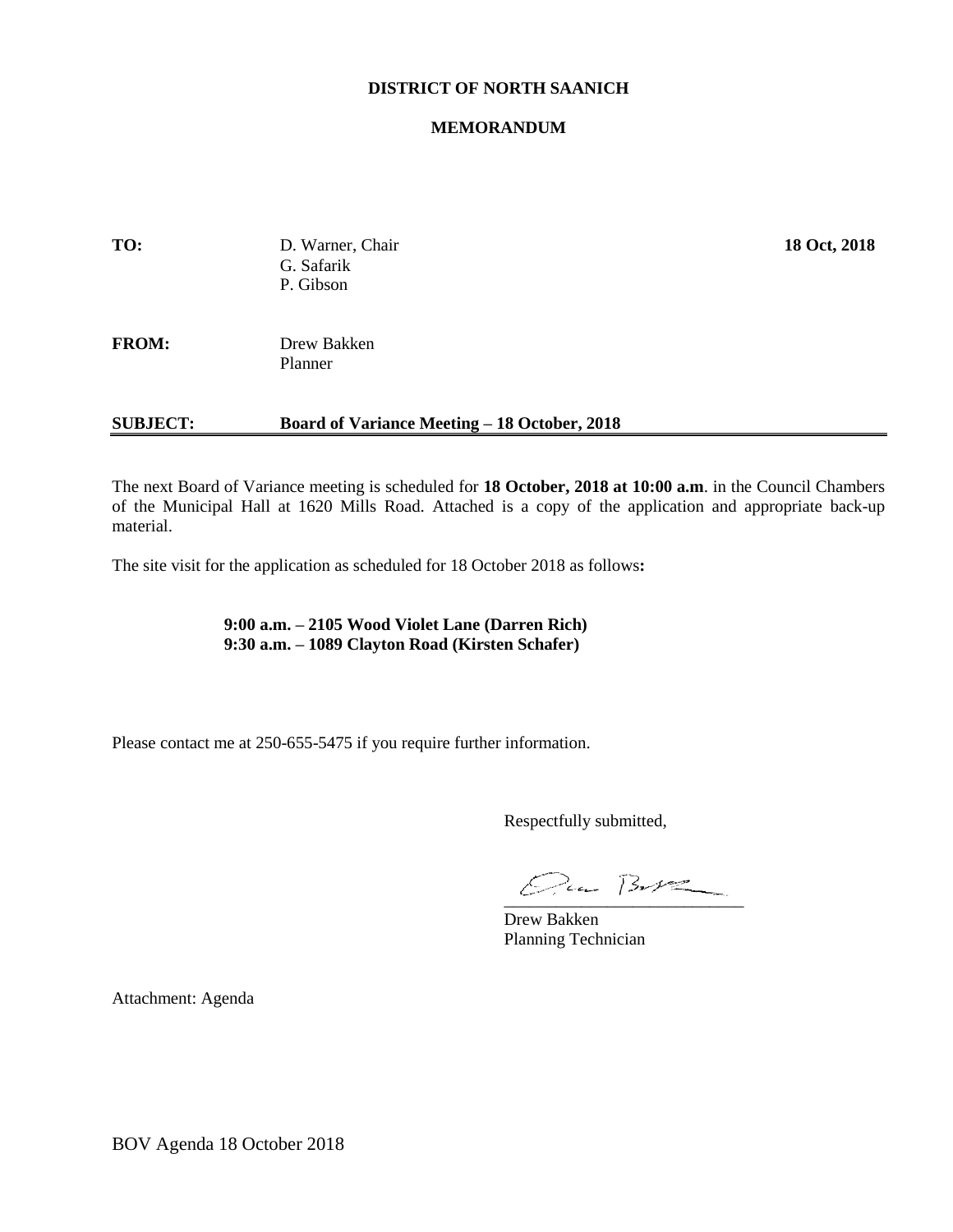**DISTRICT OF NORTH SAANICH**

**MEMORANDUM**

**TO:** D. Warner, Chair
G. Safarik
P. Gibson

**18 Oct, 2018**

**FROM:** Drew Bakken
Planner

**SUBJECT: Board of Variance Meeting – 18 October, 2018**

---

The next Board of Variance meeting is scheduled for **18 October, 2018 at 10:00 a.m**. in the Council Chambers of the Municipal Hall at 1620 Mills Road. Attached is a copy of the application and appropriate back-up material.

The site visit for the application as scheduled for 18 October 2018 as follows**:**

**9:00 a.m. – 2105 Wood Violet Lane (Darren Rich)**
**9:30 a.m. – 1089 Clayton Road (Kirsten Schafer)**

Please contact me at 250-655-5475 if you require further information.

Respectfully submitted,

Drew Bakken
Planning Technician

Attachment: Agenda

BOV Agenda 18 October 2018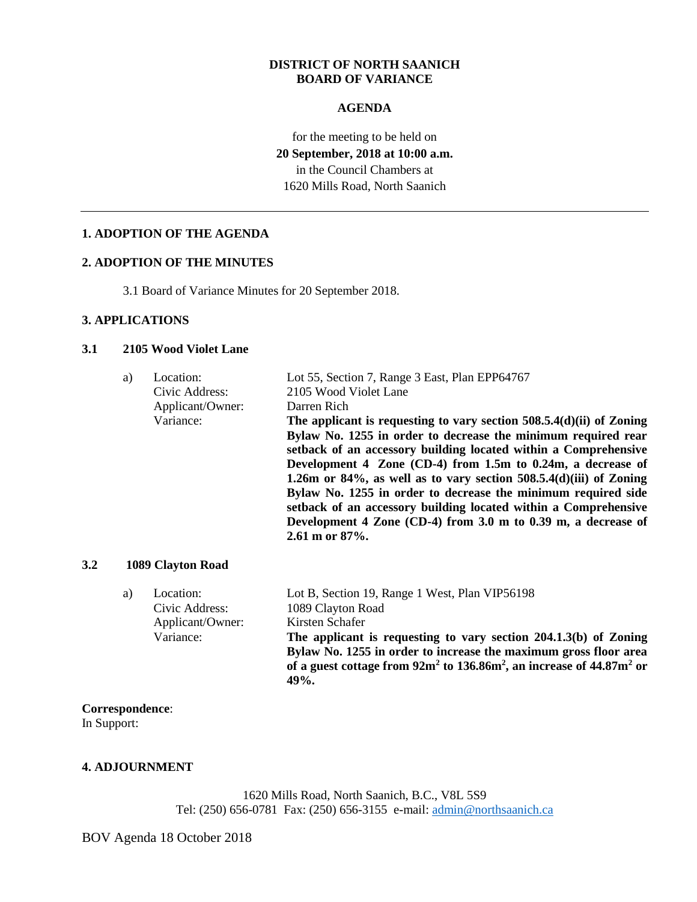**DISTRICT OF NORTH SAANICH**
**BOARD OF VARIANCE**

**AGENDA**

for the meeting to be held on
**20 September, 2018 at 10:00 a.m.**
in the Council Chambers at
1620 Mills Road, North Saanich

---

## 1. ADOPTION OF THE AGENDA

## 2. ADOPTION OF THE MINUTES

3.1 Board of Variance Minutes for 20 September 2018.

## 3. APPLICATIONS

### 3.1 2105 Wood Violet Lane

a)

| | |
|---|---|
| Location: | Lot 55, Section 7, Range 3 East, Plan EPP64767 |
| Civic Address: | 2105 Wood Violet Lane |
| Applicant/Owner: | Darren Rich |
| Variance: | **The applicant is requesting to vary section 508.5.4(d)(ii) of Zoning Bylaw No. 1255 in order to decrease the minimum required rear setback of an accessory building located within a Comprehensive Development 4 Zone (CD-4) from 1.5m to 0.24m, a decrease of 1.26m or 84%, as well as to vary section 508.5.4(d)(iii) of Zoning Bylaw No. 1255 in order to decrease the minimum required side setback of an accessory building located within a Comprehensive Development 4 Zone (CD-4) from 3.0 m to 0.39 m, a decrease of 2.61 m or 87%.** |

### 3.2 1089 Clayton Road

a)

| | |
|---|---|
| Location: | Lot B, Section 19, Range 1 West, Plan VIP56198 |
| Civic Address: | 1089 Clayton Road |
| Applicant/Owner: | Kirsten Schafer |
| Variance: | **The applicant is requesting to vary section 204.1.3(b) of Zoning Bylaw No. 1255 in order to increase the maximum gross floor area of a guest cottage from 92m$^2$ to 136.86m$^2$, an increase of 44.87m$^2$ or 49%.** |

**Correspondence**:
In Support:

## 4. ADJOURNMENT

1620 Mills Road, North Saanich, B.C., V8L 5S9
Tel: (250) 656-0781 Fax: (250) 656-3155 e-mail: admin@northsaanich.ca

BOV Agenda 18 October 2018